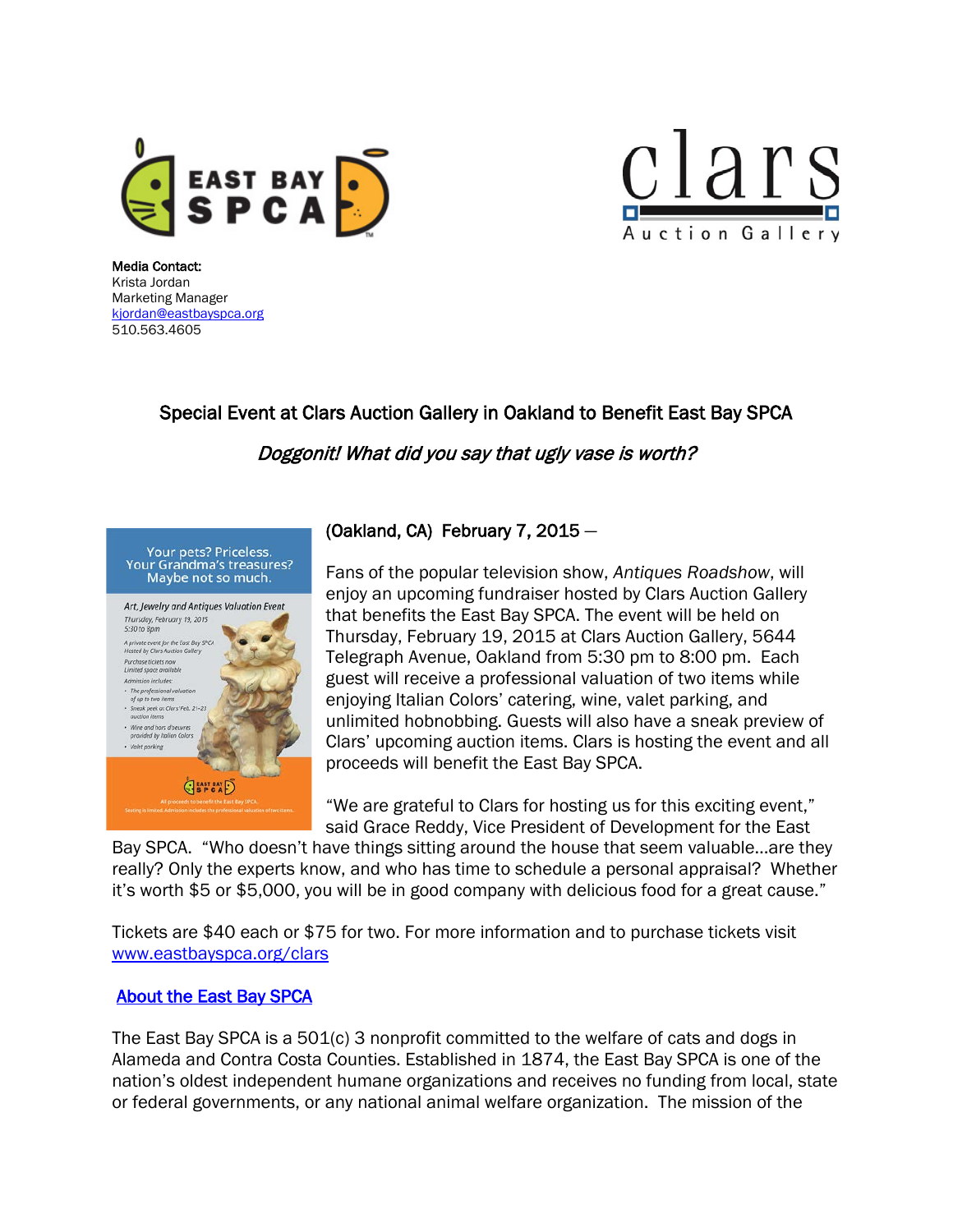**Media Contact:**
Krista Jordan
Marketing Manager
kjordan@eastbayspca.org
510.563.4605

## Special Event at Clars Auction Gallery in Oakland to Benefit East Bay SPCA

### *Doggonit! What did you say that ugly vase is worth?*

**(Oakland, CA) February 7, 2015** —

Fans of the popular television show, *Antiques Roadshow*, will enjoy an upcoming fundraiser hosted by Clars Auction Gallery that benefits the East Bay SPCA. The event will be held on Thursday, February 19, 2015 at Clars Auction Gallery, 5644 Telegraph Avenue, Oakland from 5:30 pm to 8:00 pm. Each guest will receive a professional valuation of two items while enjoying Italian Colors' catering, wine, valet parking, and unlimited hobnobbing. Guests will also have a sneak preview of Clars' upcoming auction items. Clars is hosting the event and all proceeds will benefit the East Bay SPCA.

"We are grateful to Clars for hosting us for this exciting event," said Grace Reddy, Vice President of Development for the East Bay SPCA. "Who doesn't have things sitting around the house that seem valuable…are they really? Only the experts know, and who has time to schedule a personal appraisal? Whether it's worth $5 or $5,000, you will be in good company with delicious food for a great cause."

Tickets are $40 each or $75 for two. For more information and to purchase tickets visit www.eastbayspca.org/clars

### About the East Bay SPCA

The East Bay SPCA is a 501(c) 3 nonprofit committed to the welfare of cats and dogs in Alameda and Contra Costa Counties. Established in 1874, the East Bay SPCA is one of the nation's oldest independent humane organizations and receives no funding from local, state or federal governments, or any national animal welfare organization. The mission of the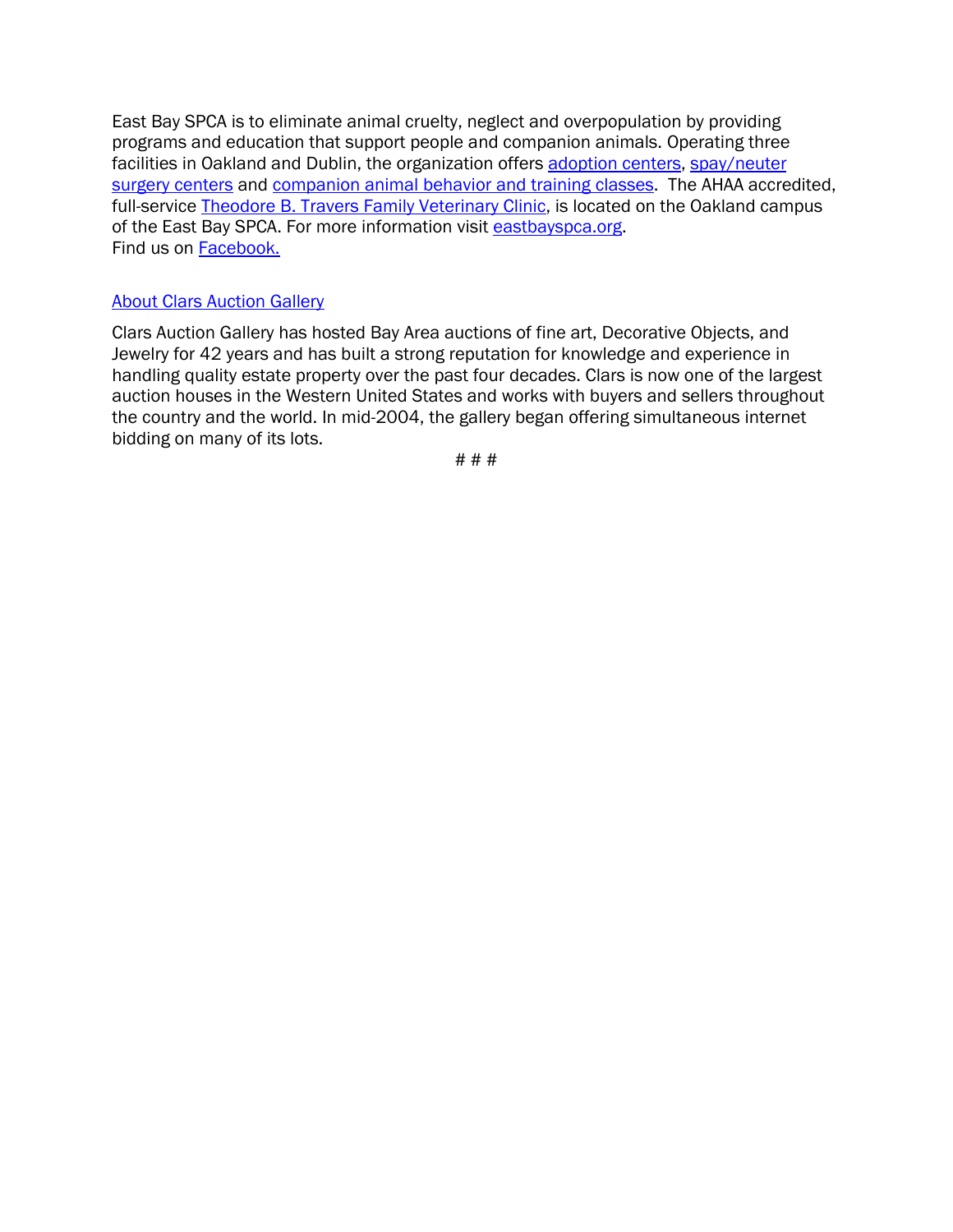East Bay SPCA is to eliminate animal cruelty, neglect and overpopulation by providing programs and education that support people and companion animals. Operating three facilities in Oakland and Dublin, the organization offers adoption centers, spay/neuter surgery centers and companion animal behavior and training classes. The AHAA accredited, full-service Theodore B. Travers Family Veterinary Clinic, is located on the Oakland campus of the East Bay SPCA. For more information visit eastbayspca.org.
Find us on Facebook.

About Clars Auction Gallery

Clars Auction Gallery has hosted Bay Area auctions of fine art, Decorative Objects, and Jewelry for 42 years and has built a strong reputation for knowledge and experience in handling quality estate property over the past four decades. Clars is now one of the largest auction houses in the Western United States and works with buyers and sellers throughout the country and the world. In mid-2004, the gallery began offering simultaneous internet bidding on many of its lots.

# # #